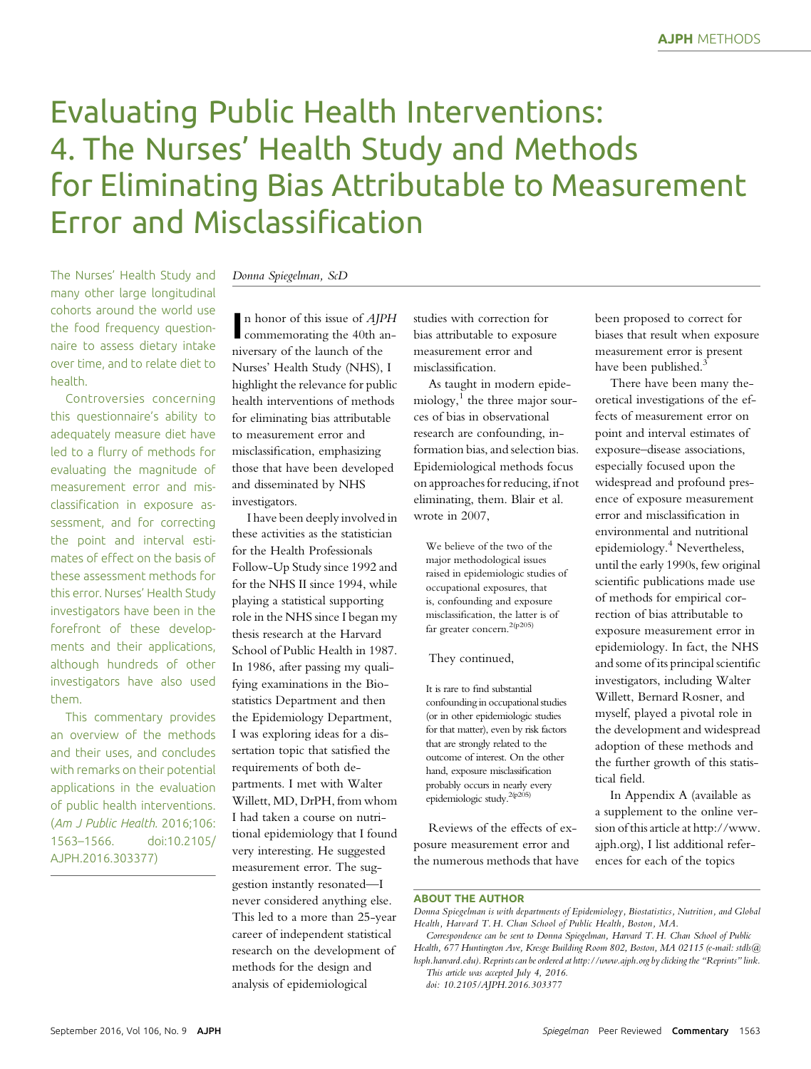AJPH METHODS

# Evaluating Public Health Interventions: 4. The Nurses' Health Study and Methods for Eliminating Bias Attributable to Measurement Error and Misclassification

*Donna Spiegelman, ScD*

The Nurses' Health Study and many other large longitudinal cohorts around the world use the food frequency questionnaire to assess dietary intake over time, and to relate diet to health.

Controversies concerning this questionnaire's ability to adequately measure diet have led to a flurry of methods for evaluating the magnitude of measurement error and misclassification in exposure assessment, and for correcting the point and interval estimates of effect on the basis of these assessment methods for this error. Nurses' Health Study investigators have been in the forefront of these developments and their applications, although hundreds of other investigators have also used them.

This commentary provides an overview of the methods and their uses, and concludes with remarks on their potential applications in the evaluation of public health interventions. (*Am J Public Health*. 2016;106:1563–1566. doi:10.2105/AJPH.2016.303377)

In honor of this issue of *AJPH* commemorating the 40th anniversary of the launch of the Nurses' Health Study (NHS), I highlight the relevance for public health interventions of methods for eliminating bias attributable to measurement error and misclassification, emphasizing those that have been developed and disseminated by NHS investigators.

I have been deeply involved in these activities as the statistician for the Health Professionals Follow-Up Study since 1992 and for the NHS II since 1994, while playing a statistical supporting role in the NHS since I began my thesis research at the Harvard School of Public Health in 1987. In 1986, after passing my qualifying examinations in the Biostatistics Department and then the Epidemiology Department, I was exploring ideas for a dissertation topic that satisfied the requirements of both departments. I met with Walter Willett, MD, DrPH, from whom I had taken a course on nutritional epidemiology that I found very interesting. He suggested measurement error. The suggestion instantly resonated—I never considered anything else. This led to a more than 25-year career of independent statistical research on the development of methods for the design and analysis of epidemiological studies with correction for bias attributable to exposure measurement error and misclassification.

As taught in modern epidemiology,[1] the three major sources of bias in observational research are confounding, information bias, and selection bias. Epidemiological methods focus on approaches for reducing, if not eliminating, them. Blair et al. wrote in 2007,

> We believe of the two of the major methodological issues raised in epidemiologic studies of occupational exposures, that is, confounding and exposure misclassification, the latter is of far greater concern.[2(p205)]

They continued,

> It is rare to find substantial confounding in occupational studies (or in other epidemiologic studies for that matter), even by risk factors that are strongly related to the outcome of interest. On the other hand, exposure misclassification probably occurs in nearly every epidemiologic study.[2(p205)]

Reviews of the effects of exposure measurement error and the numerous methods that have been proposed to correct for biases that result when exposure measurement error is present have been published.[3]

There have been many theoretical investigations of the effects of measurement error on point and interval estimates of exposure–disease associations, especially focused upon the widespread and profound presence of exposure measurement error and misclassification in environmental and nutritional epidemiology.[4] Nevertheless, until the early 1990s, few original scientific publications made use of methods for empirical correction of bias attributable to exposure measurement error in epidemiology. In fact, the NHS and some of its principal scientific investigators, including Walter Willett, Bernard Rosner, and myself, played a pivotal role in the development and widespread adoption of these methods and the further growth of this statistical field.

In Appendix A (available as a supplement to the online version of this article at http://www.ajph.org), I list additional references for each of the topics

**ABOUT THE AUTHOR**

*Donna Spiegelman is with departments of Epidemiology, Biostatistics, Nutrition, and Global Health, Harvard T. H. Chan School of Public Health, Boston, MA.*

*Correspondence can be sent to Donna Spiegelman, Harvard T. H. Chan School of Public Health, 677 Huntington Ave, Kresge Building Room 802, Boston, MA 02115 (e-mail: stdls@hsph.harvard.edu). Reprints can be ordered at http://www.ajph.org by clicking the "Reprints" link.*

*This article was accepted July 4, 2016.*

*doi: 10.2105/AJPH.2016.303377*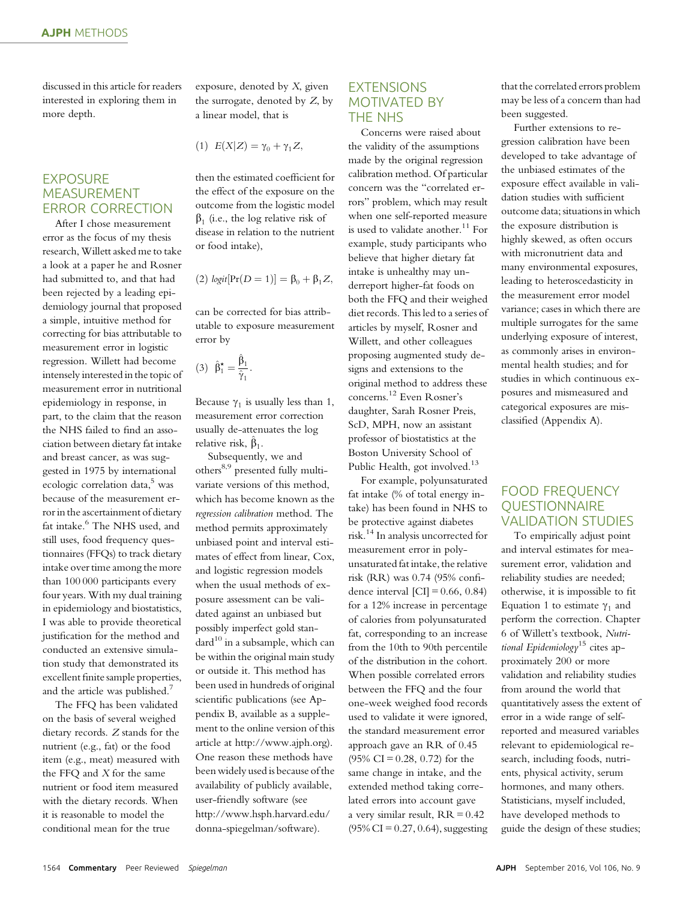discussed in this article for readers interested in exploring them in more depth.

## EXPOSURE MEASUREMENT ERROR CORRECTION

After I chose measurement error as the focus of my thesis research, Willett asked me to take a look at a paper he and Rosner had submitted to, and that had been rejected by a leading epidemiology journal that proposed a simple, intuitive method for correcting for bias attributable to measurement error in logistic regression. Willett had become intensely interested in the topic of measurement error in nutritional epidemiology in response, in part, to the claim that the reason the NHS failed to find an association between dietary fat intake and breast cancer, as was suggested in 1975 by international ecologic correlation data,[5] was because of the measurement error in the ascertainment of dietary fat intake.[6] The NHS used, and still uses, food frequency questionnaires (FFQs) to track dietary intake over time among the more than 100 000 participants every four years. With my dual training in epidemiology and biostatistics, I was able to provide theoretical justification for the method and conducted an extensive simulation study that demonstrated its excellent finite sample properties, and the article was published.[7]

The FFQ has been validated on the basis of several weighed dietary records. $Z$ stands for the nutrient (e.g., fat) or the food item (e.g., meat) measured with the FFQ and $X$ for the same nutrient or food item measured with the dietary records. When it is reasonable to model the conditional mean for the true exposure, denoted by $X$, given the surrogate, denoted by $Z$, by a linear model, that is

$$(1)\quad E(X|Z) = \gamma_0 + \gamma_1 Z,$$

then the estimated coefficient for the effect of the exposure on the outcome from the logistic model $\beta_1$ (i.e., the log relative risk of disease in relation to the nutrient or food intake),

$$(2)\quad logit[\Pr(D=1)] = \beta_0 + \beta_1 Z,$$

can be corrected for bias attributable to exposure measurement error by

$$(3)\quad \hat{\beta}_1^{*} = \frac{\hat{\beta}_1}{\hat{\gamma}_1}.$$

Because $\gamma_1$ is usually less than 1, measurement error correction usually de-attenuates the log relative risk, $\hat{\beta}_1$.

Subsequently, we and others[8,9] presented fully multivariate versions of this method, which has become known as the *regression calibration* method. The method permits approximately unbiased point and interval estimates of effect from linear, Cox, and logistic regression models when the usual methods of exposure assessment can be validated against an unbiased but possibly imperfect gold standard[10] in a subsample, which can be within the original main study or outside it. This method has been used in hundreds of original scientific publications (see Appendix B, available as a supplement to the online version of this article at http://www.ajph.org). One reason these methods have been widely used is because of the availability of publicly available, user-friendly software (see http://www.hsph.harvard.edu/donna-spiegelman/software).

## EXTENSIONS MOTIVATED BY THE NHS

Concerns were raised about the validity of the assumptions made by the original regression calibration method. Of particular concern was the "correlated errors" problem, which may result when one self-reported measure is used to validate another.[11] For example, study participants who believe that higher dietary fat intake is unhealthy may underreport higher-fat foods on both the FFQ and their weighed diet records. This led to a series of articles by myself, Rosner and Willett, and other colleagues proposing augmented study designs and extensions to the original method to address these concerns.[12] Even Rosner's daughter, Sarah Rosner Preis, ScD, MPH, now an assistant professor of biostatistics at the Boston University School of Public Health, got involved.[13]

For example, polyunsaturated fat intake (% of total energy intake) has been found in NHS to be protective against diabetes risk.[14] In analysis uncorrected for measurement error in polyunsaturated fat intake, the relative risk (RR) was 0.74 (95% confidence interval [CI] = 0.66, 0.84) for a 12% increase in percentage of calories from polyunsaturated fat, corresponding to an increase from the 10th to 90th percentile of the distribution in the cohort. When possible correlated errors between the FFQ and the four one-week weighed food records used to validate it were ignored, the standard measurement error approach gave an RR of 0.45 (95% CI = 0.28, 0.72) for the same change in intake, and the extended method taking correlated errors into account gave a very similar result, RR = 0.42 (95% CI = 0.27, 0.64), suggesting that the correlated errors problem may be less of a concern than had been suggested.

Further extensions to regression calibration have been developed to take advantage of the unbiased estimates of the exposure effect available in validation studies with sufficient outcome data; situations in which the exposure distribution is highly skewed, as often occurs with micronutrient data and many environmental exposures, leading to heteroscedasticity in the measurement error model variance; cases in which there are multiple surrogates for the same underlying exposure of interest, as commonly arises in environmental health studies; and for studies in which continuous exposures and mismeasured and categorical exposures are misclassified (Appendix A).

## FOOD FREQUENCY QUESTIONNAIRE VALIDATION STUDIES

To empirically adjust point and interval estimates for measurement error, validation and reliability studies are needed; otherwise, it is impossible to fit Equation 1 to estimate $\gamma_1$ and perform the correction. Chapter 6 of Willett's textbook, *Nutritional Epidemiology*[15] cites approximately 200 or more validation and reliability studies from around the world that quantitatively assess the extent of error in a wide range of self-reported and measured variables relevant to epidemiological research, including foods, nutrients, physical activity, serum hormones, and many others. Statisticians, myself included, have developed methods to guide the design of these studies;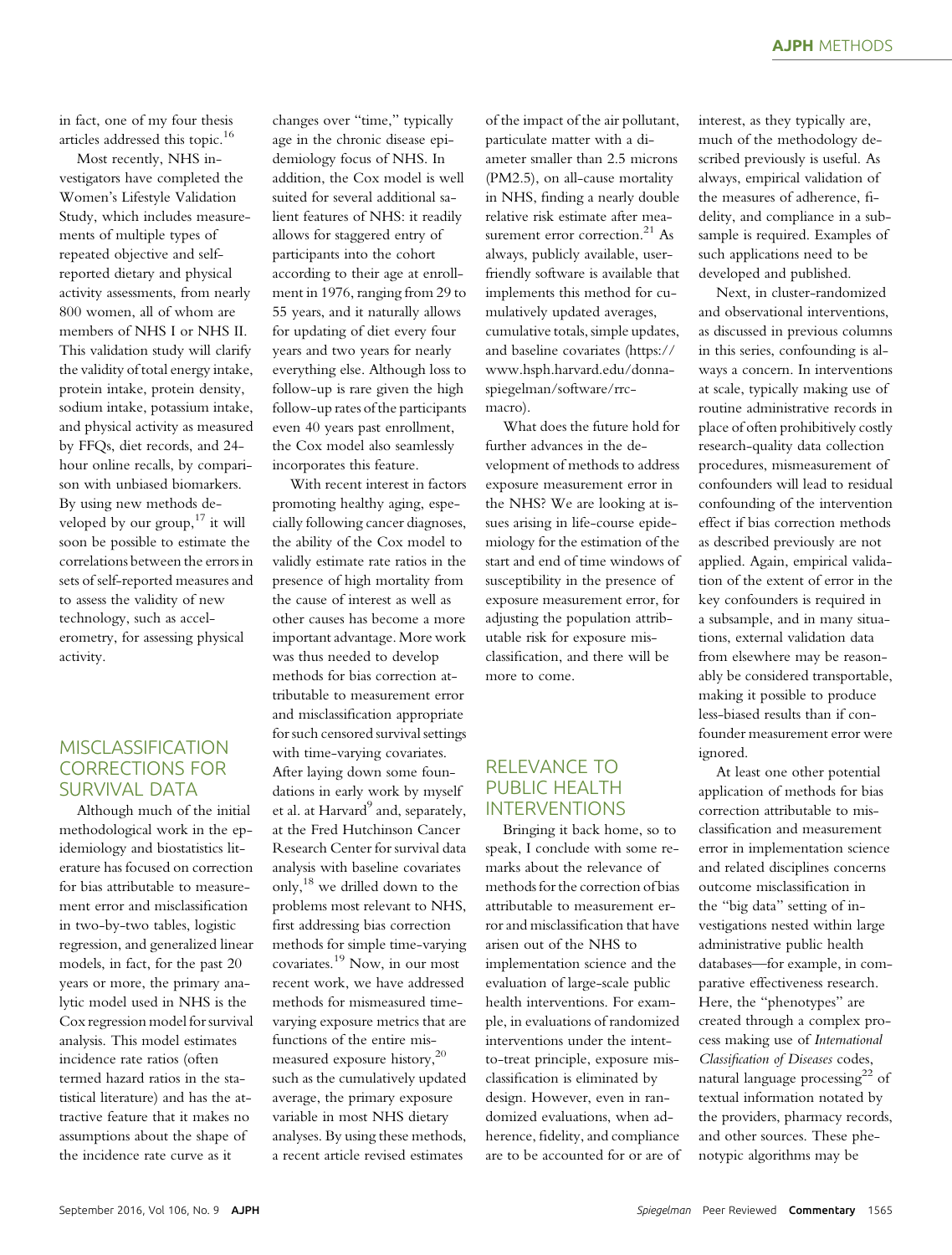in fact, one of my four thesis articles addressed this topic.[16]

Most recently, NHS investigators have completed the Women's Lifestyle Validation Study, which includes measurements of multiple types of repeated objective and self-reported dietary and physical activity assessments, from nearly 800 women, all of whom are members of NHS I or NHS II. This validation study will clarify the validity of total energy intake, protein intake, protein density, sodium intake, potassium intake, and physical activity as measured by FFQs, diet records, and 24-hour online recalls, by comparison with unbiased biomarkers. By using new methods developed by our group,[17] it will soon be possible to estimate the correlations between the errors in sets of self-reported measures and to assess the validity of new technology, such as accelerometry, for assessing physical activity.

## MISCLASSIFICATION CORRECTIONS FOR SURVIVAL DATA

Although much of the initial methodological work in the epidemiology and biostatistics literature has focused on correction for bias attributable to measurement error and misclassification in two-by-two tables, logistic regression, and generalized linear models, in fact, for the past 20 years or more, the primary analytic model used in NHS is the Cox regression model for survival analysis. This model estimates incidence rate ratios (often termed hazard ratios in the statistical literature) and has the attractive feature that it makes no assumptions about the shape of the incidence rate curve as it changes over "time," typically age in the chronic disease epidemiology focus of NHS. In addition, the Cox model is well suited for several additional salient features of NHS: it readily allows for staggered entry of participants into the cohort according to their age at enrollment in 1976, ranging from 29 to 55 years, and it naturally allows for updating of diet every four years and two years for nearly everything else. Although loss to follow-up is rare given the high follow-up rates of the participants even 40 years past enrollment, the Cox model also seamlessly incorporates this feature.

With recent interest in factors promoting healthy aging, especially following cancer diagnoses, the ability of the Cox model to validly estimate rate ratios in the presence of high mortality from the cause of interest as well as other causes has become a more important advantage. More work was thus needed to develop methods for bias correction attributable to measurement error and misclassification appropriate for such censored survival settings with time-varying covariates. After laying down some foundations in early work by myself et al. at Harvard[9] and, separately, at the Fred Hutchinson Cancer Research Center for survival data analysis with baseline covariates only,[18] we drilled down to the problems most relevant to NHS, first addressing bias correction methods for simple time-varying covariates.[19] Now, in our most recent work, we have addressed methods for mismeasured time-varying exposure metrics that are functions of the entire mismeasured exposure history,[20] such as the cumulatively updated average, the primary exposure variable in most NHS dietary analyses. By using these methods, a recent article revised estimates of the impact of the air pollutant, particulate matter with a diameter smaller than 2.5 microns (PM2.5), on all-cause mortality in NHS, finding a nearly double relative risk estimate after measurement error correction.[21] As always, publicly available, user-friendly software is available that implements this method for cumulatively updated averages, cumulative totals, simple updates, and baseline covariates (https://www.hsph.harvard.edu/donna-spiegelman/software/rrc-macro).

What does the future hold for further advances in the development of methods to address exposure measurement error in the NHS? We are looking at issues arising in life-course epidemiology for the estimation of the start and end of time windows of susceptibility in the presence of exposure measurement error, for adjusting the population attributable risk for exposure misclassification, and there will be more to come.

## RELEVANCE TO PUBLIC HEALTH INTERVENTIONS

Bringing it back home, so to speak, I conclude with some remarks about the relevance of methods for the correction of bias attributable to measurement error and misclassification that have arisen out of the NHS to implementation science and the evaluation of large-scale public health interventions. For example, in evaluations of randomized interventions under the intent-to-treat principle, exposure misclassification is eliminated by design. However, even in randomized evaluations, when adherence, fidelity, and compliance are to be accounted for or are of interest, as they typically are, much of the methodology described previously is useful. As always, empirical validation of the measures of adherence, fidelity, and compliance in a subsample is required. Examples of such applications need to be developed and published.

Next, in cluster-randomized and observational interventions, as discussed in previous columns in this series, confounding is always a concern. In interventions at scale, typically making use of routine administrative records in place of often prohibitively costly research-quality data collection procedures, mismeasurement of confounders will lead to residual confounding of the intervention effect if bias correction methods as described previously are not applied. Again, empirical validation of the extent of error in the key confounders is required in a subsample, and in many situations, external validation data from elsewhere may be reasonably be considered transportable, making it possible to produce less-biased results than if confounder measurement error were ignored.

At least one other potential application of methods for bias correction attributable to misclassification and measurement error in implementation science and related disciplines concerns outcome misclassification in the "big data" setting of investigations nested within large administrative public health databases—for example, in comparative effectiveness research. Here, the "phenotypes" are created through a complex process making use of *International Classification of Diseases* codes, natural language processing[22] of textual information notated by the providers, pharmacy records, and other sources. These phenotypic algorithms may be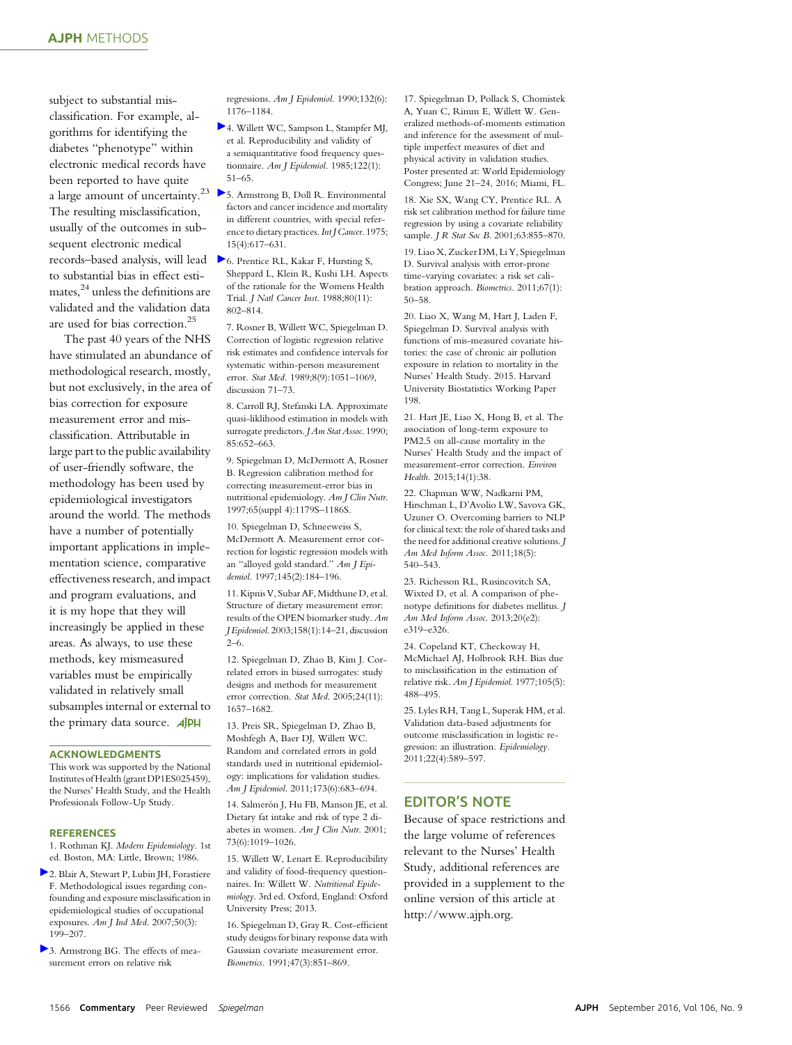subject to substantial misclassification. For example, algorithms for identifying the diabetes "phenotype" within electronic medical records have been reported to have quite a large amount of uncertainty.[23] The resulting misclassification, usually of the outcomes in subsequent electronic medical records–based analysis, will lead to substantial bias in effect estimates,[24] unless the definitions are validated and the validation data are used for bias correction.[25]

The past 40 years of the NHS have stimulated an abundance of methodological research, mostly, but not exclusively, in the area of bias correction for exposure measurement error and misclassification. Attributable in large part to the public availability of user-friendly software, the methodology has been used by epidemiological investigators around the world. The methods have a number of potentially important applications in implementation science, comparative effectiveness research, and impact and program evaluations, and it is my hope that they will increasingly be applied in these areas. As always, to use these methods, key mismeasured variables must be empirically validated in relatively small subsamples internal or external to the primary data source.

## ACKNOWLEDGMENTS

This work was supported by the National Institutes of Health (grant DP1ES025459), the Nurses' Health Study, and the Health Professionals Follow-Up Study.

## REFERENCES

1. Rothman KJ. *Modern Epidemiology*. 1st ed. Boston, MA: Little, Brown; 1986.
2. Blair A, Stewart P, Lubin JH, Forastiere F. Methodological issues regarding confounding and exposure misclassification in epidemiological studies of occupational exposures. *Am J Ind Med*. 2007;50(3):199–207.
3. Armstrong BG. The effects of measurement errors on relative risk regressions. *Am J Epidemiol*. 1990;132(6):1176–1184.
4. Willett WC, Sampson L, Stampfer MJ, et al. Reproducibility and validity of a semiquantitative food frequency questionnaire. *Am J Epidemiol*. 1985;122(1):51–65.
5. Armstrong B, Doll R. Environmental factors and cancer incidence and mortality in different countries, with special reference to dietary practices. *Int J Cancer*. 1975;15(4):617–631.
6. Prentice RL, Kakar F, Hursting S, Sheppard L, Klein R, Kushi LH. Aspects of the rationale for the Womens Health Trial. *J Natl Cancer Inst*. 1988;80(11):802–814.
7. Rosner B, Willett WC, Spiegelman D. Correction of logistic regression relative risk estimates and confidence intervals for systematic within-person measurement error. *Stat Med*. 1989;8(9):1051–1069, discussion 71–73.
8. Carroll RJ, Stefanski LA. Approximate quasi-liklihood estimation in models with surrogate predictors. *J Am Stat Assoc*. 1990;85:652–663.
9. Spiegelman D, McDermott A, Rosner B. Regression calibration method for correcting measurement-error bias in nutritional epidemiology. *Am J Clin Nutr*. 1997;65(suppl 4):1179S–1186S.
10. Spiegelman D, Schneeweiss S, McDermott A. Measurement error correction for logistic regression models with an "alloyed gold standard." *Am J Epidemiol*. 1997;145(2):184–196.
11. Kipnis V, Subar AF, Midthune D, et al. Structure of dietary measurement error: results of the OPEN biomarker study. *Am J Epidemiol*. 2003;158(1):14–21, discussion 2–6.
12. Spiegelman D, Zhao B, Kim J. Correlated errors in biased surrogates: study designs and methods for measurement error correction. *Stat Med*. 2005;24(11):1657–1682.
13. Preis SR, Spiegelman D, Zhao B, Moshfegh A, Baer DJ, Willett WC. Random and correlated errors in gold standards used in nutritional epidemiology: implications for validation studies. *Am J Epidemiol*. 2011;173(6):683–694.
14. Salmerón J, Hu FB, Manson JE, et al. Dietary fat intake and risk of type 2 diabetes in women. *Am J Clin Nutr*. 2001;73(6):1019–1026.
15. Willett W, Lenart E. Reproducibility and validity of food-frequency questionnaires. In: Willett W. *Nutritional Epidemiology*. 3rd ed. Oxford, England: Oxford University Press; 2013.
16. Spiegelman D, Gray R. Cost-efficient study designs for binary response data with Gaussian covariate measurement error. *Biometrics*. 1991;47(3):851–869.
17. Spiegelman D, Pollack S, Chomistek A, Yuan C, Rimm E, Willett W. Generalized methods-of-moments estimation and inference for the assessment of multiple imperfect measures of diet and physical activity in validation studies. Poster presented at: World Epidemiology Congress; June 21–24, 2016; Miami, FL.
18. Xie SX, Wang CY, Prentice RL. A risk set calibration method for failure time regression by using a covariate reliability sample. *J R Stat Soc B*. 2001;63:855–870.
19. Liao X, Zucker DM, Li Y, Spiegelman D. Survival analysis with error-prone time-varying covariates: a risk set calibration approach. *Biometrics*. 2011;67(1):50–58.
20. Liao X, Wang M, Hart J, Laden F, Spiegelman D. Survival analysis with functions of mis-measured covariate histories: the case of chronic air pollution exposure in relation to mortality in the Nurses' Health Study. 2015. Harvard University Biostatistics Working Paper 198.
21. Hart JE, Liao X, Hong B, et al. The association of long-term exposure to PM2.5 on all-cause mortality in the Nurses' Health Study and the impact of measurement-error correction. *Environ Health*. 2015;14(1):38.
22. Chapman WW, Nadkarni PM, Hirschman L, D'Avolio LW, Savova GK, Uzuner O. Overcoming barriers to NLP for clinical text: the role of shared tasks and the need for additional creative solutions. *J Am Med Inform Assoc*. 2011;18(5):540–543.
23. Richesson RL, Rusincovitch SA, Wixted D, et al. A comparison of phenotype definitions for diabetes mellitus. *J Am Med Inform Assoc*. 2013;20(e2):e319–e326.
24. Copeland KT, Checkoway H, McMichael AJ, Holbrook RH. Bias due to misclassification in the estimation of relative risk. *Am J Epidemiol*. 1977;105(5):488–495.
25. Lyles RH, Tang L, Superak HM, et al. Validation data-based adjustments for outcome misclassification in logistic regression: an illustration. *Epidemiology*. 2011;22(4):589–597.

## EDITOR'S NOTE

Because of space restrictions and the large volume of references relevant to the Nurses' Health Study, additional references are provided in a supplement to the online version of this article at http://www.ajph.org.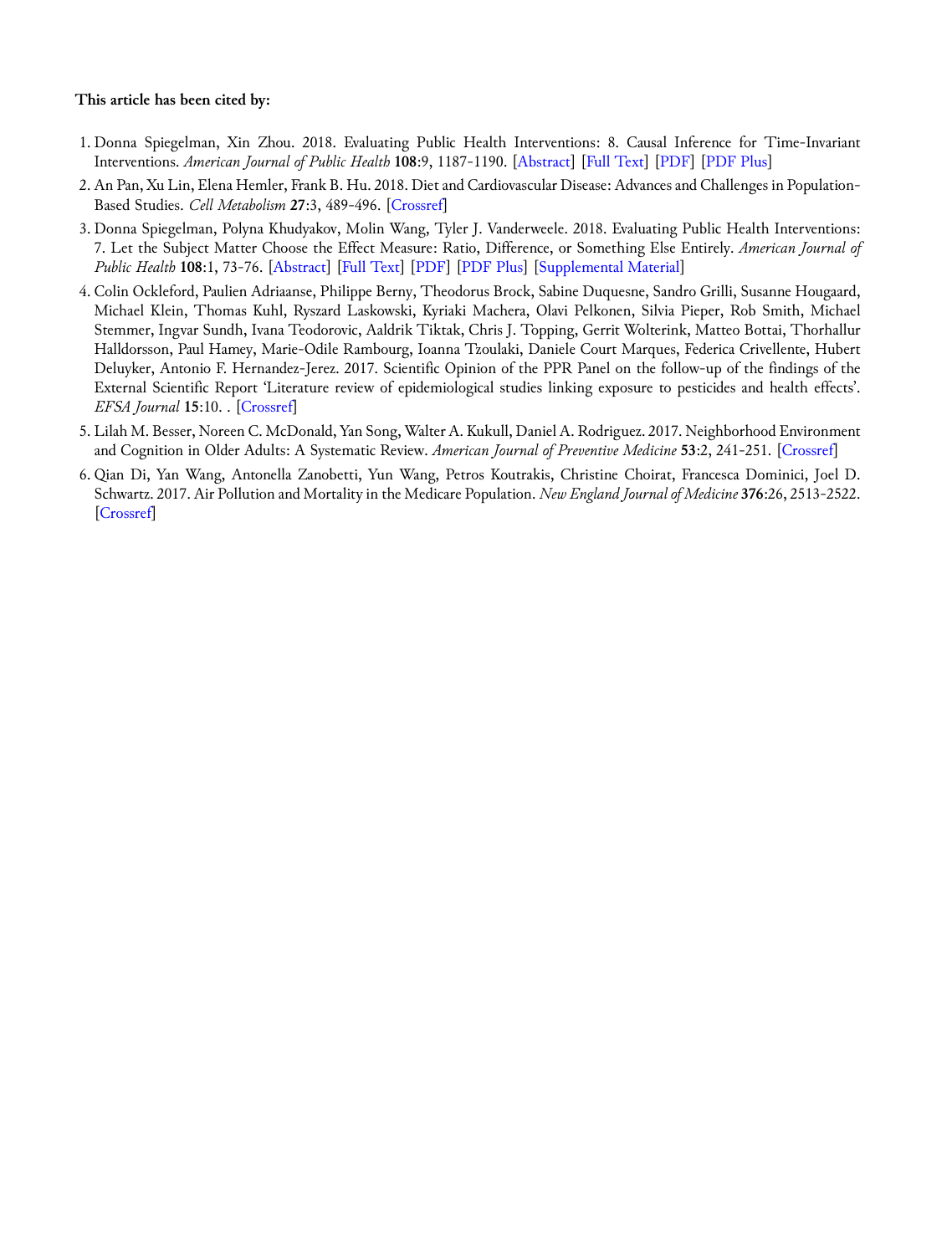**This article has been cited by:**

1. Donna Spiegelman, Xin Zhou. 2018. Evaluating Public Health Interventions: 8. Causal Inference for Time-Invariant Interventions. *American Journal of Public Health* **108**:9, 1187-1190. [Abstract] [Full Text] [PDF] [PDF Plus]
2. An Pan, Xu Lin, Elena Hemler, Frank B. Hu. 2018. Diet and Cardiovascular Disease: Advances and Challenges in Population-Based Studies. *Cell Metabolism* **27**:3, 489-496. [Crossref]
3. Donna Spiegelman, Polyna Khudyakov, Molin Wang, Tyler J. Vanderweele. 2018. Evaluating Public Health Interventions: 7. Let the Subject Matter Choose the Effect Measure: Ratio, Difference, or Something Else Entirely. *American Journal of Public Health* **108**:1, 73-76. [Abstract] [Full Text] [PDF] [PDF Plus] [Supplemental Material]
4. Colin Ockleford, Paulien Adriaanse, Philippe Berny, Theodorus Brock, Sabine Duquesne, Sandro Grilli, Susanne Hougaard, Michael Klein, Thomas Kuhl, Ryszard Laskowski, Kyriaki Machera, Olavi Pelkonen, Silvia Pieper, Rob Smith, Michael Stemmer, Ingvar Sundh, Ivana Teodorovic, Aaldrik Tiktak, Chris J. Topping, Gerrit Wolterink, Matteo Bottai, Thorhallur Halldorsson, Paul Hamey, Marie-Odile Rambourg, Ioanna Tzoulaki, Daniele Court Marques, Federica Crivellente, Hubert Deluyker, Antonio F. Hernandez-Jerez. 2017. Scientific Opinion of the PPR Panel on the follow-up of the findings of the External Scientific Report 'Literature review of epidemiological studies linking exposure to pesticides and health effects'. *EFSA Journal* **15**:10. . [Crossref]
5. Lilah M. Besser, Noreen C. McDonald, Yan Song, Walter A. Kukull, Daniel A. Rodriguez. 2017. Neighborhood Environment and Cognition in Older Adults: A Systematic Review. *American Journal of Preventive Medicine* **53**:2, 241-251. [Crossref]
6. Qian Di, Yan Wang, Antonella Zanobetti, Yun Wang, Petros Koutrakis, Christine Choirat, Francesca Dominici, Joel D. Schwartz. 2017. Air Pollution and Mortality in the Medicare Population. *New England Journal of Medicine* **376**:26, 2513-2522. [Crossref]